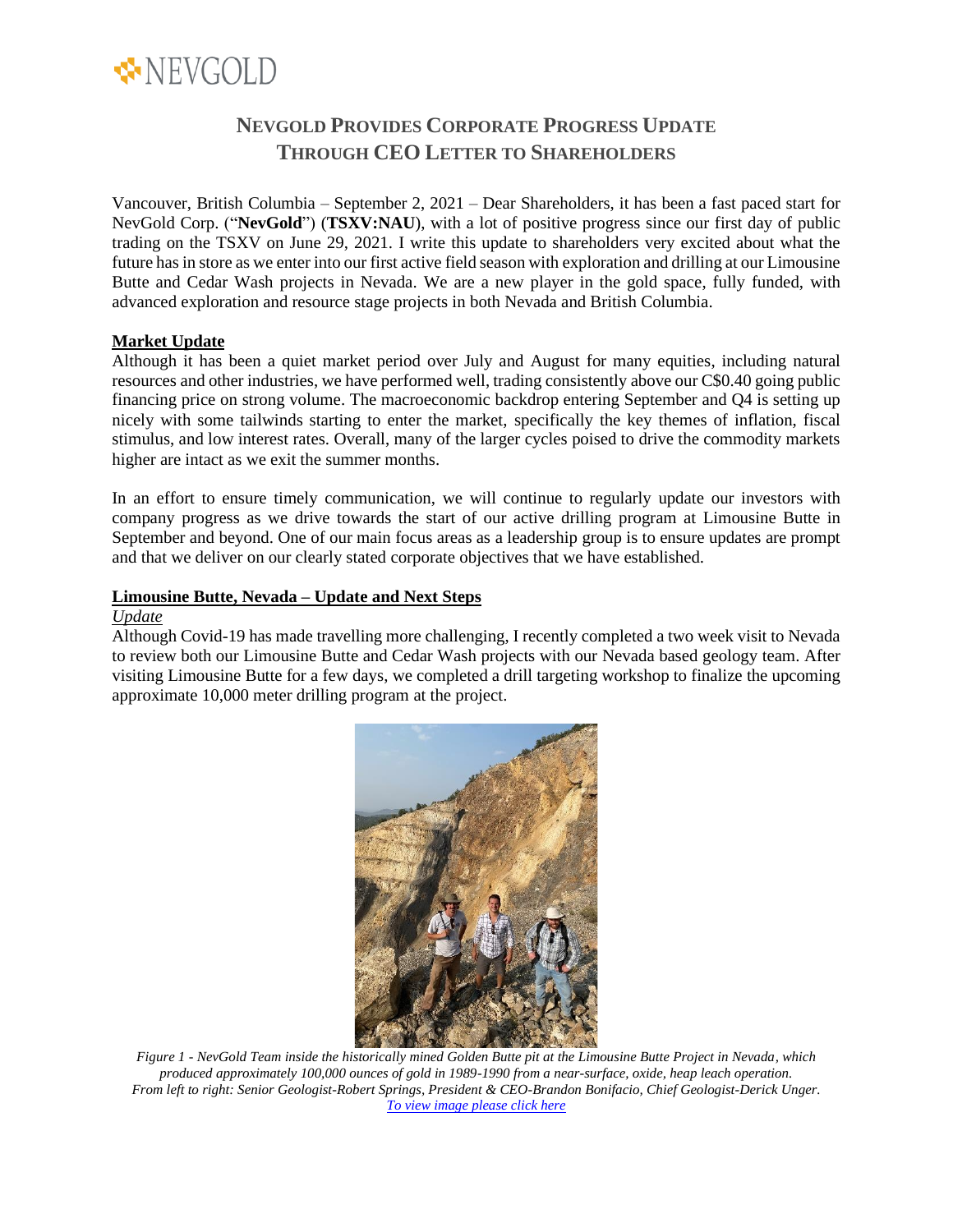# NEVGOLD PROVIDES CORPORATE PROGRESS UPDATE THROUGH CEO LETTER TO SHAREHOLDERS

Vancouver, British Columbia – September 2, 2021 – Dear Shareholders, it has been a fast paced start for NevGold Corp. ("**NevGold**") (**TSXV:NAU**), with a lot of positive progress since our first day of public trading on the TSXV on June 29, 2021. I write this update to shareholders very excited about what the future has in store as we enter into our first active field season with exploration and drilling at our Limousine Butte and Cedar Wash projects in Nevada. We are a new player in the gold space, fully funded, with advanced exploration and resource stage projects in both Nevada and British Columbia.

## Market Update

Although it has been a quiet market period over July and August for many equities, including natural resources and other industries, we have performed well, trading consistently above our C$0.40 going public financing price on strong volume. The macroeconomic backdrop entering September and Q4 is setting up nicely with some tailwinds starting to enter the market, specifically the key themes of inflation, fiscal stimulus, and low interest rates. Overall, many of the larger cycles poised to drive the commodity markets higher are intact as we exit the summer months.

In an effort to ensure timely communication, we will continue to regularly update our investors with company progress as we drive towards the start of our active drilling program at Limousine Butte in September and beyond. One of our main focus areas as a leadership group is to ensure updates are prompt and that we deliver on our clearly stated corporate objectives that we have established.

## Limousine Butte, Nevada – Update and Next Steps

### *Update*

Although Covid-19 has made travelling more challenging, I recently completed a two week visit to Nevada to review both our Limousine Butte and Cedar Wash projects with our Nevada based geology team. After visiting Limousine Butte for a few days, we completed a drill targeting workshop to finalize the upcoming approximate 10,000 meter drilling program at the project.

*Figure 1 - NevGold Team inside the historically mined Golden Butte pit at the Limousine Butte Project in Nevada, which produced approximately 100,000 ounces of gold in 1989-1990 from a near-surface, oxide, heap leach operation. From left to right: Senior Geologist-Robert Springs, President & CEO-Brandon Bonifacio, Chief Geologist-Derick Unger.*
*To view image please click here*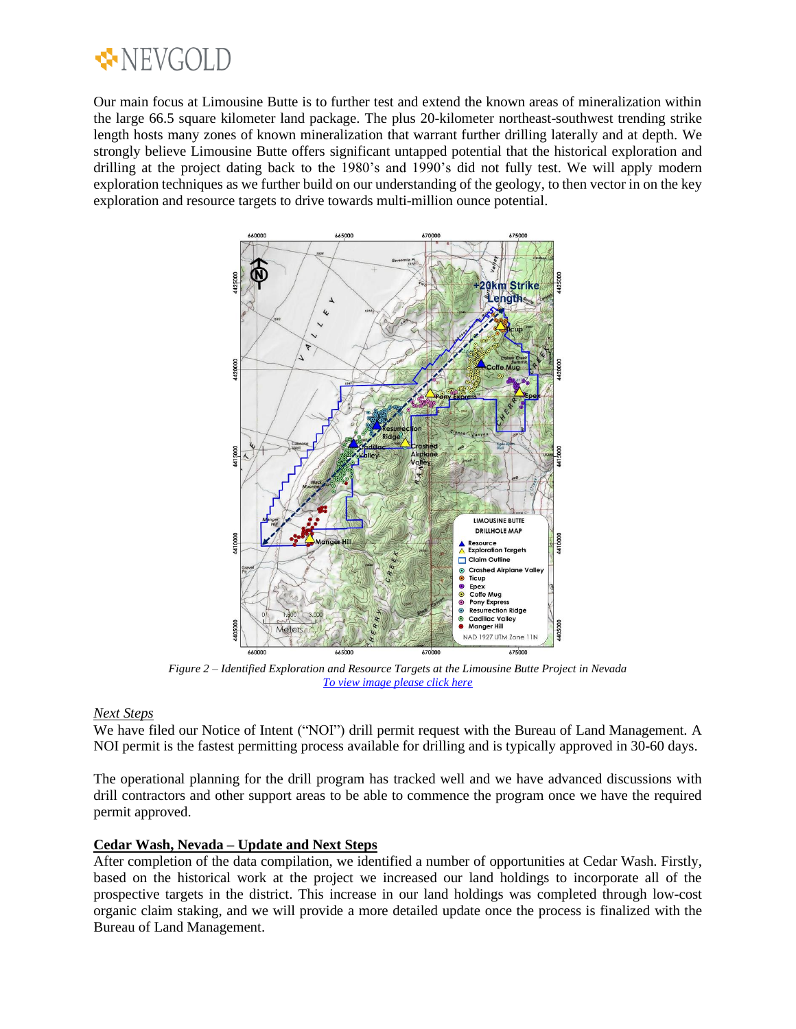Our main focus at Limousine Butte is to further test and extend the known areas of mineralization within the large 66.5 square kilometer land package. The plus 20-kilometer northeast-southwest trending strike length hosts many zones of known mineralization that warrant further drilling laterally and at depth. We strongly believe Limousine Butte offers significant untapped potential that the historical exploration and drilling at the project dating back to the 1980's and 1990's did not fully test. We will apply modern exploration techniques as we further build on our understanding of the geology, to then vector in on the key exploration and resource targets to drive towards multi-million ounce potential.

*Figure 2 – Identified Exploration and Resource Targets at the Limousine Butte Project in Nevada*
[To view image please click here]

*Next Steps*

We have filed our Notice of Intent ("NOI") drill permit request with the Bureau of Land Management. A NOI permit is the fastest permitting process available for drilling and is typically approved in 30-60 days.

The operational planning for the drill program has tracked well and we have advanced discussions with drill contractors and other support areas to be able to commence the program once we have the required permit approved.

**Cedar Wash, Nevada – Update and Next Steps**

After completion of the data compilation, we identified a number of opportunities at Cedar Wash. Firstly, based on the historical work at the project we increased our land holdings to incorporate all of the prospective targets in the district. This increase in our land holdings was completed through low-cost organic claim staking, and we will provide a more detailed update once the process is finalized with the Bureau of Land Management.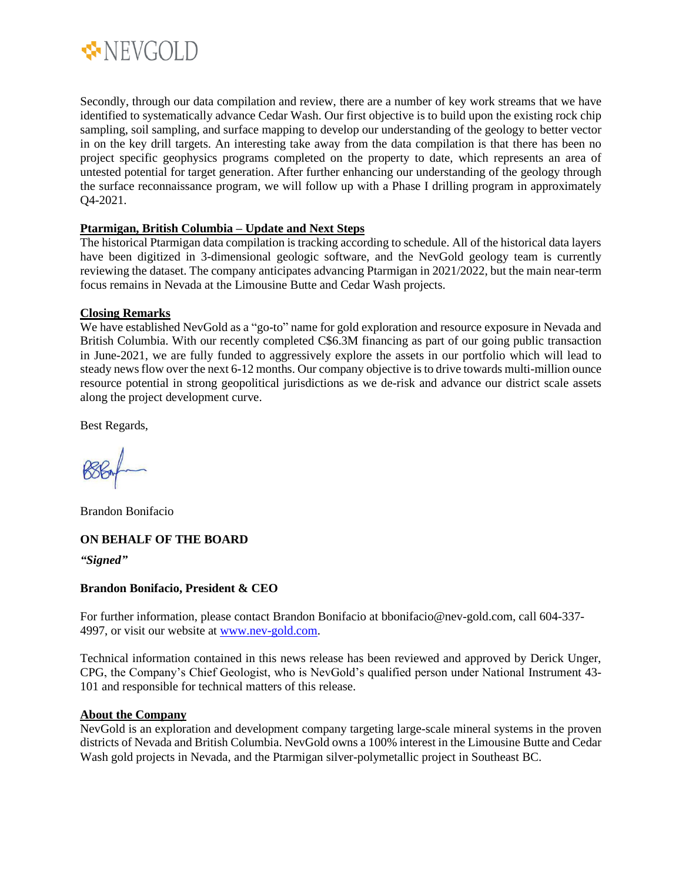Secondly, through our data compilation and review, there are a number of key work streams that we have identified to systematically advance Cedar Wash. Our first objective is to build upon the existing rock chip sampling, soil sampling, and surface mapping to develop our understanding of the geology to better vector in on the key drill targets. An interesting take away from the data compilation is that there has been no project specific geophysics programs completed on the property to date, which represents an area of untested potential for target generation. After further enhancing our understanding of the geology through the surface reconnaissance program, we will follow up with a Phase I drilling program in approximately Q4-2021.

**Ptarmigan, British Columbia – Update and Next Steps**

The historical Ptarmigan data compilation is tracking according to schedule. All of the historical data layers have been digitized in 3-dimensional geologic software, and the NevGold geology team is currently reviewing the dataset. The company anticipates advancing Ptarmigan in 2021/2022, but the main near-term focus remains in Nevada at the Limousine Butte and Cedar Wash projects.

**Closing Remarks**

We have established NevGold as a "go-to" name for gold exploration and resource exposure in Nevada and British Columbia. With our recently completed C$6.3M financing as part of our going public transaction in June-2021, we are fully funded to aggressively explore the assets in our portfolio which will lead to steady news flow over the next 6-12 months. Our company objective is to drive towards multi-million ounce resource potential in strong geopolitical jurisdictions as we de-risk and advance our district scale assets along the project development curve.

Best Regards,

Brandon Bonifacio

**ON BEHALF OF THE BOARD**

***"Signed"***

**Brandon Bonifacio, President & CEO**

For further information, please contact Brandon Bonifacio at bbonifacio@nev-gold.com, call 604-337-4997, or visit our website at www.nev-gold.com.

Technical information contained in this news release has been reviewed and approved by Derick Unger, CPG, the Company's Chief Geologist, who is NevGold's qualified person under National Instrument 43-101 and responsible for technical matters of this release.

**About the Company**

NevGold is an exploration and development company targeting large-scale mineral systems in the proven districts of Nevada and British Columbia. NevGold owns a 100% interest in the Limousine Butte and Cedar Wash gold projects in Nevada, and the Ptarmigan silver-polymetallic project in Southeast BC.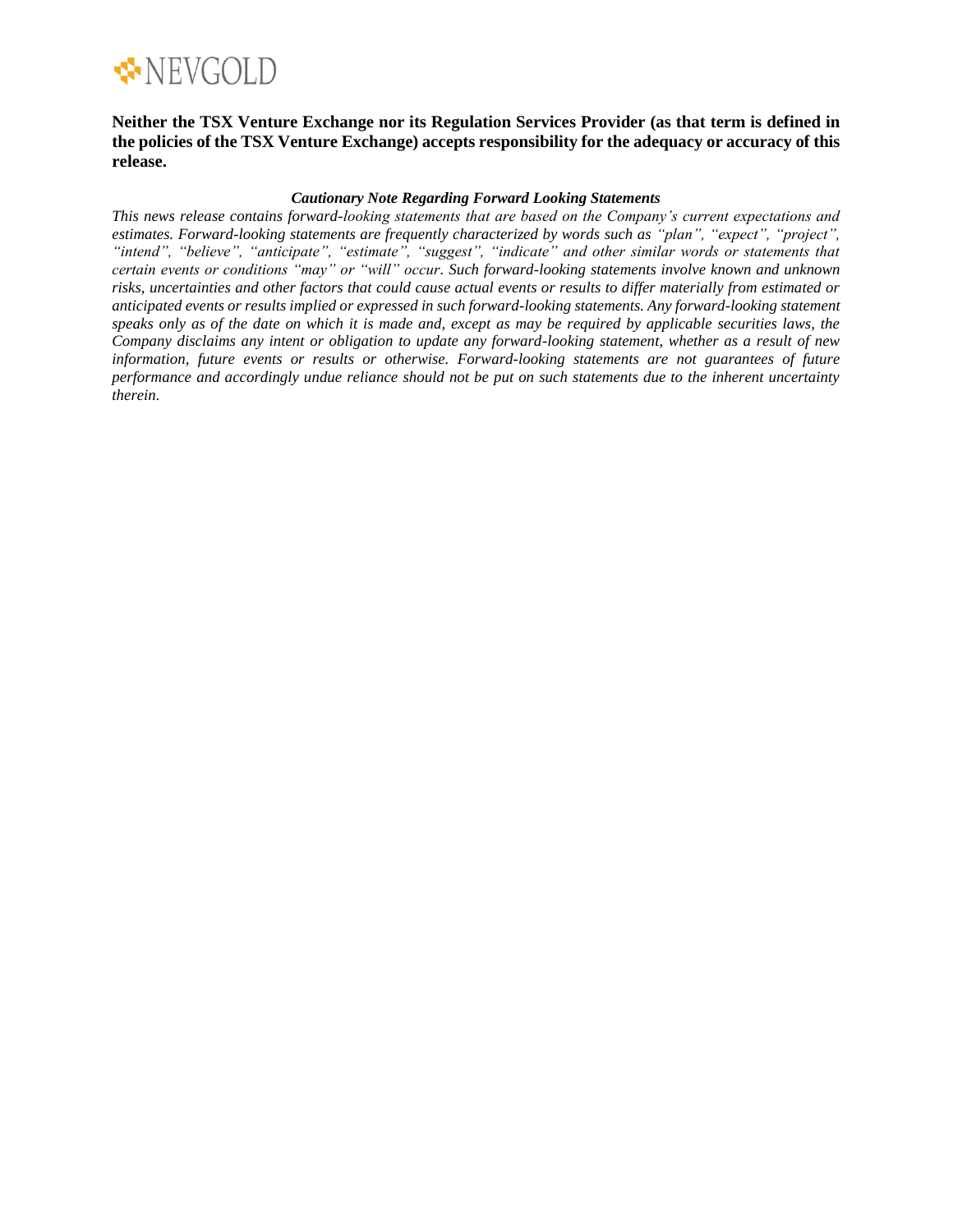**Neither the TSX Venture Exchange nor its Regulation Services Provider (as that term is defined in the policies of the TSX Venture Exchange) accepts responsibility for the adequacy or accuracy of this release.**

***Cautionary Note Regarding Forward Looking Statements***

*This news release contains forward-looking statements that are based on the Company's current expectations and estimates. Forward-looking statements are frequently characterized by words such as "plan", "expect", "project", "intend", "believe", "anticipate", "estimate", "suggest", "indicate" and other similar words or statements that certain events or conditions "may" or "will" occur. Such forward-looking statements involve known and unknown risks, uncertainties and other factors that could cause actual events or results to differ materially from estimated or anticipated events or results implied or expressed in such forward-looking statements. Any forward-looking statement speaks only as of the date on which it is made and, except as may be required by applicable securities laws, the Company disclaims any intent or obligation to update any forward-looking statement, whether as a result of new information, future events or results or otherwise. Forward-looking statements are not guarantees of future performance and accordingly undue reliance should not be put on such statements due to the inherent uncertainty therein.*